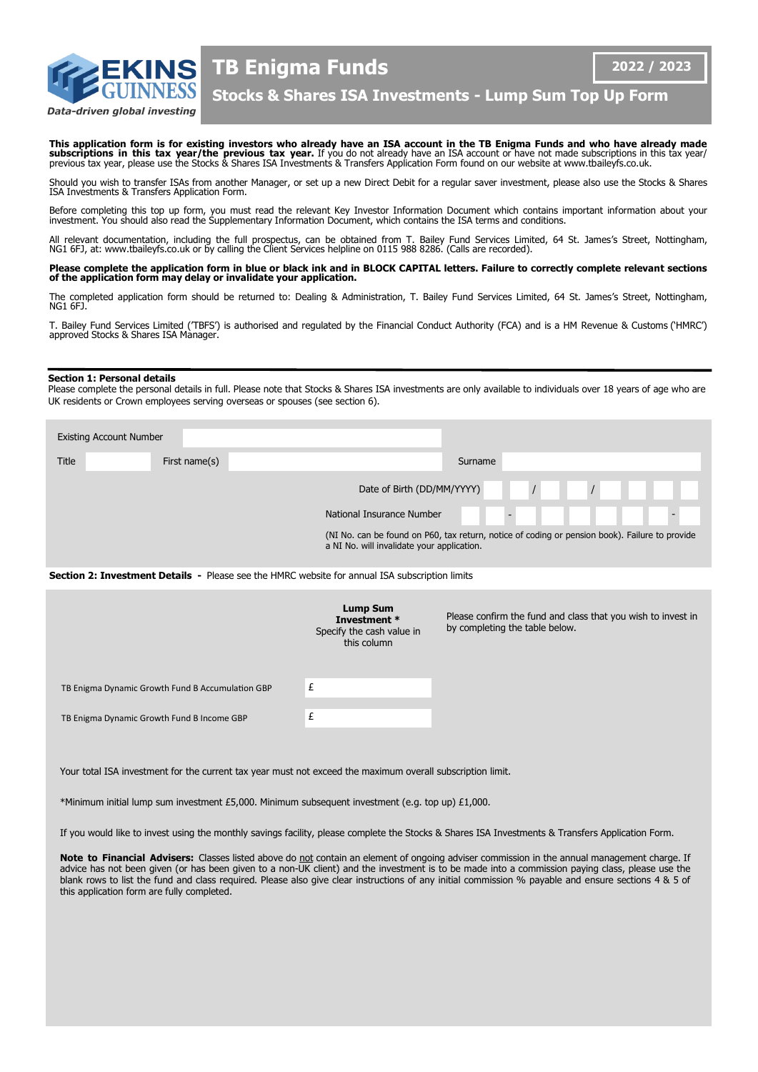EKINS GUINNESS

*Data-driven global investing*

# TB Enigma Funds

## Stocks & Shares ISA Investments - Lump Sum Top Up Form

**2022 / 2023**

**This application form is for existing investors who already have an ISA account in the TB Enigma Funds and who have already made subscriptions in this tax year/the previous tax year.** If you do not already have an ISA account or have not made subscriptions in this tax year/ previous tax year, please use the Stocks & Shares ISA Investments & Transfers Application Form found on our website at www.tbaileyfs.co.uk.

Should you wish to transfer ISAs from another Manager, or set up a new Direct Debit for a regular saver investment, please also use the Stocks & Shares ISA Investments & Transfers Application Form.

Before completing this top up form, you must read the relevant Key Investor Information Document which contains important information about your investment. You should also read the Supplementary Information Document, which contains the ISA terms and conditions.

All relevant documentation, including the full prospectus, can be obtained from T. Bailey Fund Services Limited, 64 St. James's Street, Nottingham, NG1 6FJ, at: www.tbaileyfs.co.uk or by calling the Client Services helpline on 0115 988 8286. (Calls are recorded).

**Please complete the application form in blue or black ink and in BLOCK CAPITAL letters. Failure to correctly complete relevant sections of the application form may delay or invalidate your application.**

The completed application form should be returned to: Dealing & Administration, T. Bailey Fund Services Limited, 64 St. James's Street, Nottingham, NG1 6FJ.

T. Bailey Fund Services Limited ('TBFS') is authorised and regulated by the Financial Conduct Authority (FCA) and is a HM Revenue & Customs ('HMRC') approved Stocks & Shares ISA Manager.

### Section 1: Personal details

Please complete the personal details in full. Please note that Stocks & Shares ISA investments are only available to individuals over 18 years of age who are UK residents or Crown employees serving overseas or spouses (see section 6).

Existing Account Number: ____________________

Title: ______ First name(s): ____________________ Surname: ____________________

Date of Birth (DD/MM/YYYY): __ __ / __ __ / __ __ __ __

National Insurance Number: __ __ - __ __ - __ __ - __ __ - __

(NI No. can be found on P60, tax return, notice of coding or pension book). Failure to provide a NI No. will invalidate your application.

### Section 2: Investment Details - Please see the HMRC website for annual ISA subscription limits

Please confirm the fund and class that you wish to invest in by completing the table below.

| | **Lump Sum Investment \*** Specify the cash value in this column |
|---|---|
| TB Enigma Dynamic Growth Fund B Accumulation GBP | £ |
| TB Enigma Dynamic Growth Fund B Income GBP | £ |

Your total ISA investment for the current tax year must not exceed the maximum overall subscription limit.

*Minimum initial lump sum investment £5,000. Minimum subsequent investment (e.g. top up) £1,000.

If you would like to invest using the monthly savings facility, please complete the Stocks & Shares ISA Investments & Transfers Application Form.

**Note to Financial Advisers:** Classes listed above do not contain an element of ongoing adviser commission in the annual management charge. If advice has not been given (or has been given to a non-UK client) and the investment is to be made into a commission paying class, please use the blank rows to list the fund and class required. Please also give clear instructions of any initial commission % payable and ensure sections 4 & 5 of this application form are fully completed.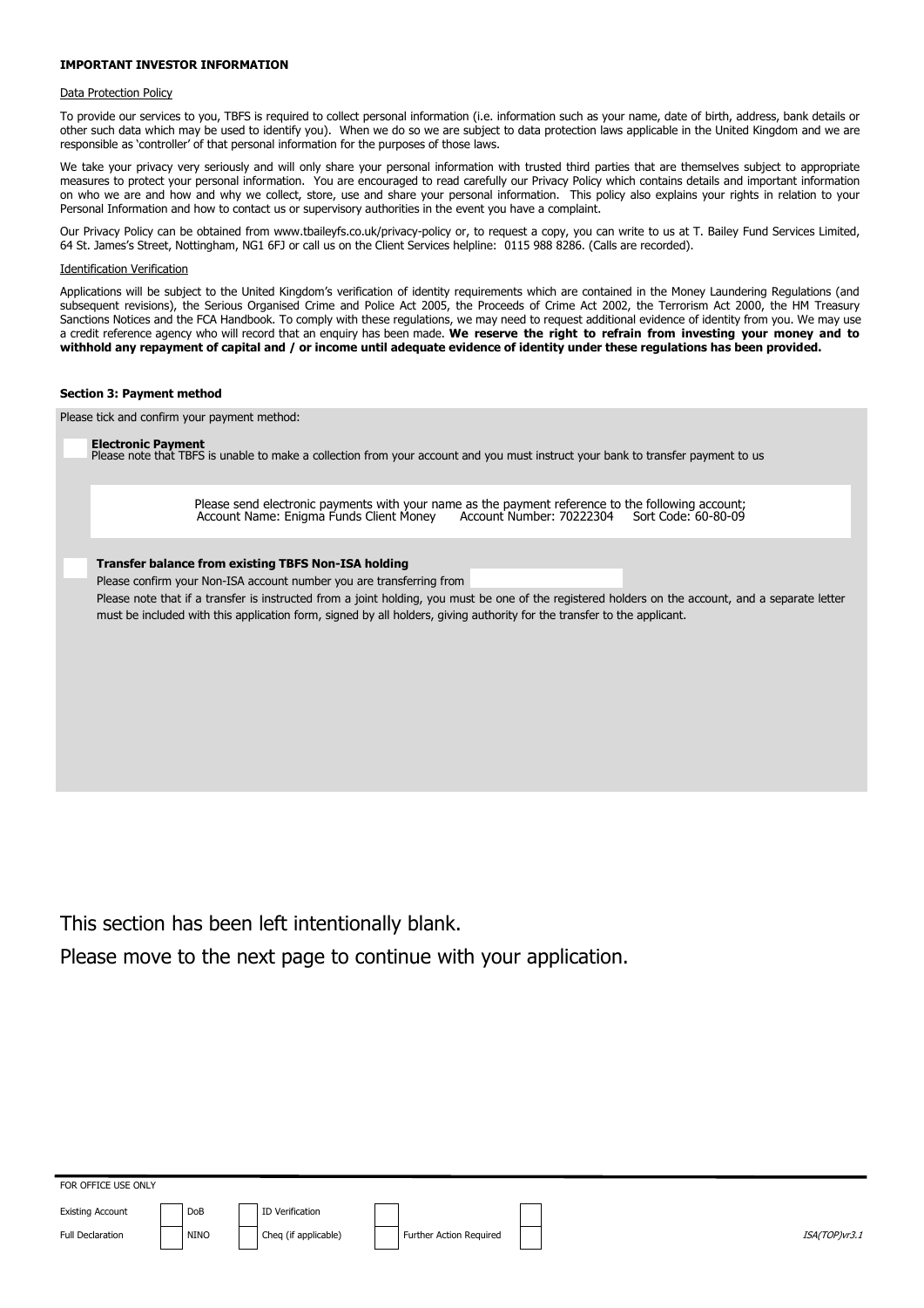**IMPORTANT INVESTOR INFORMATION**

Data Protection Policy

To provide our services to you, TBFS is required to collect personal information (i.e. information such as your name, date of birth, address, bank details or other such data which may be used to identify you). When we do so we are subject to data protection laws applicable in the United Kingdom and we are responsible as 'controller' of that personal information for the purposes of those laws.

We take your privacy very seriously and will only share your personal information with trusted third parties that are themselves subject to appropriate measures to protect your personal information. You are encouraged to read carefully our Privacy Policy which contains details and important information on who we are and how and why we collect, store, use and share your personal information. This policy also explains your rights in relation to your Personal Information and how to contact us or supervisory authorities in the event you have a complaint.

Our Privacy Policy can be obtained from www.tbaileyfs.co.uk/privacy-policy or, to request a copy, you can write to us at T. Bailey Fund Services Limited, 64 St. James's Street, Nottingham, NG1 6FJ or call us on the Client Services helpline: 0115 988 8286. (Calls are recorded).

Identification Verification

Applications will be subject to the United Kingdom's verification of identity requirements which are contained in the Money Laundering Regulations (and subsequent revisions), the Serious Organised Crime and Police Act 2005, the Proceeds of Crime Act 2002, the Terrorism Act 2000, the HM Treasury Sanctions Notices and the FCA Handbook. To comply with these regulations, we may need to request additional evidence of identity from you. We may use a credit reference agency who will record that an enquiry has been made. **We reserve the right to refrain from investing your money and to withhold any repayment of capital and / or income until adequate evidence of identity under these regulations has been provided.**

**Section 3: Payment method**

Please tick and confirm your payment method:

☐ **Electronic Payment**
Please note that TBFS is unable to make a collection from your account and you must instruct your bank to transfer payment to us

Please send electronic payments with your name as the payment reference to the following account;
Account Name: Enigma Funds Client Money  Account Number: 70222304  Sort Code: 60-80-09

☐ **Transfer balance from existing TBFS Non-ISA holding**

Please confirm your Non-ISA account number you are transferring from ______

Please note that if a transfer is instructed from a joint holding, you must be one of the registered holders on the account, and a separate letter must be included with this application form, signed by all holders, giving authority for the transfer to the applicant.

This section has been left intentionally blank.

Please move to the next page to continue with your application.

FOR OFFICE USE ONLY

| Existing Account | ☐ | DoB | ☐ | ID Verification | ☐ | | ☐ |
|---|---|---|---|---|---|---|---|
| Full Declaration | ☐ | NINO | ☐ | Cheq (if applicable) | ☐ | Further Action Required | ☐ |

ISA(TOP)vr3.1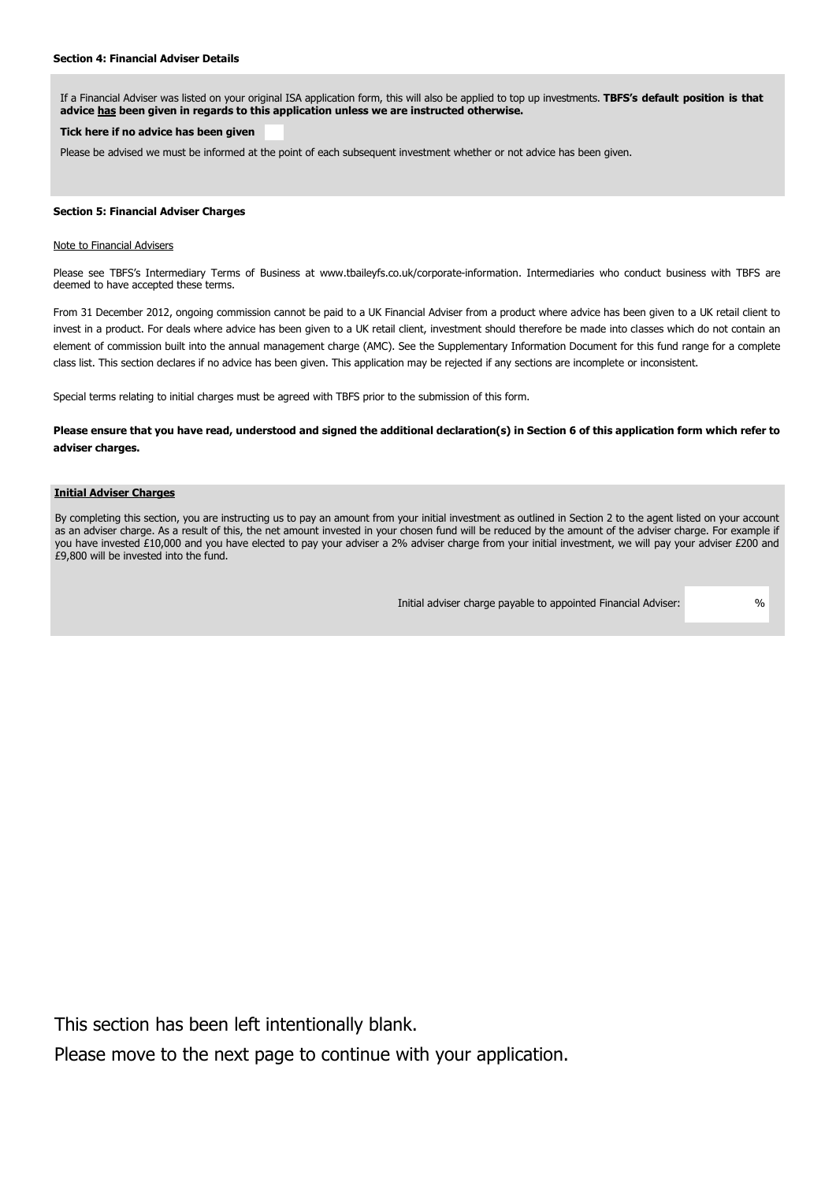### Section 4: Financial Adviser Details

If a Financial Adviser was listed on your original ISA application form, this will also be applied to top up investments. **TBFS's default position is that advice has been given in regards to this application unless we are instructed otherwise.**

**Tick here if no advice has been given** ☐

Please be advised we must be informed at the point of each subsequent investment whether or not advice has been given.

### Section 5: Financial Adviser Charges

Note to Financial Advisers

Please see TBFS's Intermediary Terms of Business at www.tbaileyfs.co.uk/corporate-information. Intermediaries who conduct business with TBFS are deemed to have accepted these terms.

From 31 December 2012, ongoing commission cannot be paid to a UK Financial Adviser from a product where advice has been given to a UK retail client to invest in a product. For deals where advice has been given to a UK retail client, investment should therefore be made into classes which do not contain an element of commission built into the annual management charge (AMC). See the Supplementary Information Document for this fund range for a complete class list. This section declares if no advice has been given. This application may be rejected if any sections are incomplete or inconsistent.

Special terms relating to initial charges must be agreed with TBFS prior to the submission of this form.

**Please ensure that you have read, understood and signed the additional declaration(s) in Section 6 of this application form which refer to adviser charges.**

#### Initial Adviser Charges

By completing this section, you are instructing us to pay an amount from your initial investment as outlined in Section 2 to the agent listed on your account as an adviser charge. As a result of this, the net amount invested in your chosen fund will be reduced by the amount of the adviser charge. For example if you have invested £10,000 and you have elected to pay your adviser a 2% adviser charge from your initial investment, we will pay your adviser £200 and £9,800 will be invested into the fund.

Initial adviser charge payable to appointed Financial Adviser: ______ %

This section has been left intentionally blank.

Please move to the next page to continue with your application.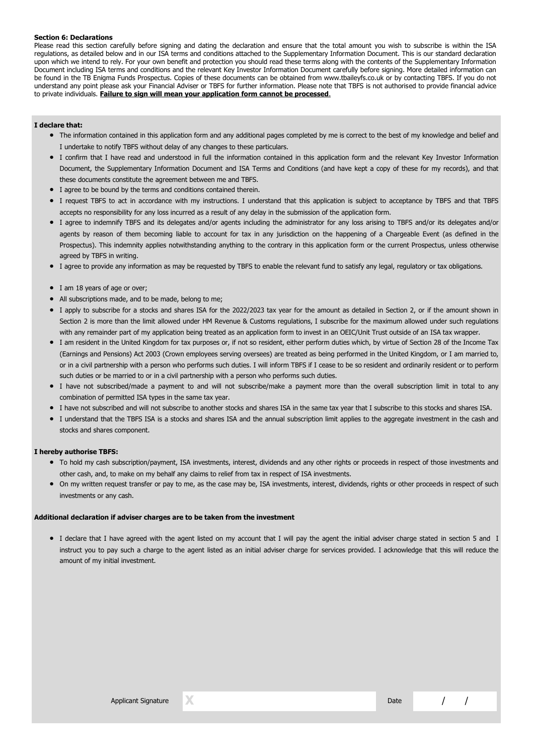**Section 6: Declarations**

Please read this section carefully before signing and dating the declaration and ensure that the total amount you wish to subscribe is within the ISA regulations, as detailed below and in our ISA terms and conditions attached to the Supplementary Information Document. This is our standard declaration upon which we intend to rely. For your own benefit and protection you should read these terms along with the contents of the Supplementary Information Document including ISA terms and conditions and the relevant Key Investor Information Document carefully before signing. More detailed information can be found in the TB Enigma Funds Prospectus. Copies of these documents can be obtained from www.tbaileyfs.co.uk or by contacting TBFS. If you do not understand any point please ask your Financial Adviser or TBFS for further information. Please note that TBFS is not authorised to provide financial advice to private individuals. **Failure to sign will mean your application form cannot be processed**.

**I declare that:**

- The information contained in this application form and any additional pages completed by me is correct to the best of my knowledge and belief and I undertake to notify TBFS without delay of any changes to these particulars.
- I confirm that I have read and understood in full the information contained in this application form and the relevant Key Investor Information Document, the Supplementary Information Document and ISA Terms and Conditions (and have kept a copy of these for my records), and that these documents constitute the agreement between me and TBFS.
- I agree to be bound by the terms and conditions contained therein.
- I request TBFS to act in accordance with my instructions. I understand that this application is subject to acceptance by TBFS and that TBFS accepts no responsibility for any loss incurred as a result of any delay in the submission of the application form.
- I agree to indemnify TBFS and its delegates and/or agents including the administrator for any loss arising to TBFS and/or its delegates and/or agents by reason of them becoming liable to account for tax in any jurisdiction on the happening of a Chargeable Event (as defined in the Prospectus). This indemnity applies notwithstanding anything to the contrary in this application form or the current Prospectus, unless otherwise agreed by TBFS in writing.
- I agree to provide any information as may be requested by TBFS to enable the relevant fund to satisfy any legal, regulatory or tax obligations.

- I am 18 years of age or over;
- All subscriptions made, and to be made, belong to me;
- I apply to subscribe for a stocks and shares ISA for the 2022/2023 tax year for the amount as detailed in Section 2, or if the amount shown in Section 2 is more than the limit allowed under HM Revenue & Customs regulations, I subscribe for the maximum allowed under such regulations with any remainder part of my application being treated as an application form to invest in an OEIC/Unit Trust outside of an ISA tax wrapper.
- I am resident in the United Kingdom for tax purposes or, if not so resident, either perform duties which, by virtue of Section 28 of the Income Tax (Earnings and Pensions) Act 2003 (Crown employees serving oversees) are treated as being performed in the United Kingdom, or I am married to, or in a civil partnership with a person who performs such duties. I will inform TBFS if I cease to be so resident and ordinarily resident or to perform such duties or be married to or in a civil partnership with a person who performs such duties.
- I have not subscribed/made a payment to and will not subscribe/make a payment more than the overall subscription limit in total to any combination of permitted ISA types in the same tax year.
- I have not subscribed and will not subscribe to another stocks and shares ISA in the same tax year that I subscribe to this stocks and shares ISA.
- I understand that the TBFS ISA is a stocks and shares ISA and the annual subscription limit applies to the aggregate investment in the cash and stocks and shares component.

**I hereby authorise TBFS:**

- To hold my cash subscription/payment, ISA investments, interest, dividends and any other rights or proceeds in respect of those investments and other cash, and, to make on my behalf any claims to relief from tax in respect of ISA investments.
- On my written request transfer or pay to me, as the case may be, ISA investments, interest, dividends, rights or other proceeds in respect of such investments or any cash.

**Additional declaration if adviser charges are to be taken from the investment**

- I declare that I have agreed with the agent listed on my account that I will pay the agent the initial adviser charge stated in section 5 and I instruct you to pay such a charge to the agent listed as an initial adviser charge for services provided. I acknowledge that this will reduce the amount of my initial investment.

Applicant Signature X

Date / /